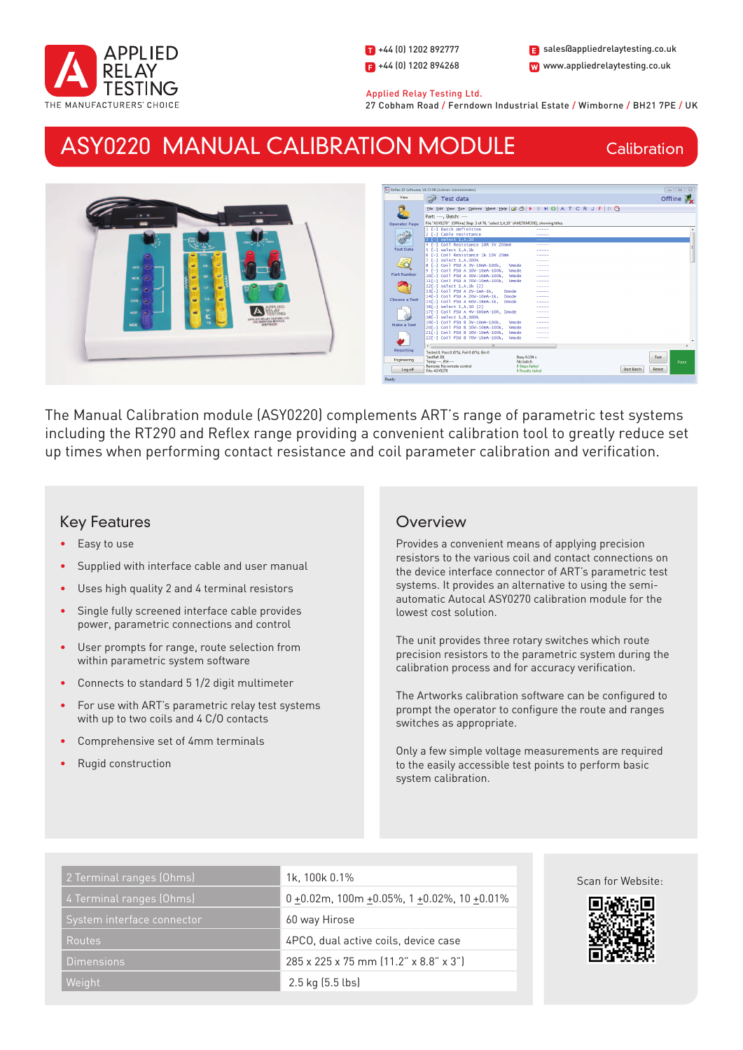APPLIED RELAY TESTING
THE MANUFACTURERS' CHOICE

T +44 (0) 1202 892777
F +44 (0) 1202 894268
E sales@appliedrelaytesting.co.uk
W www.appliedrelaytesting.co.uk

Applied Relay Testing Ltd.
27 Cobham Road / Ferndown Industrial Estate / Wimborne / BH21 7PE / UK

# ASY0220 MANUAL CALIBRATION MODULE

Calibration

The Manual Calibration module (ASY0220) complements ART's range of parametric test systems including the RT290 and Reflex range providing a convenient calibration tool to greatly reduce set up times when performing contact resistance and coil parameter calibration and verification.

## Key Features

- Easy to use
- Supplied with interface cable and user manual
- Uses high quality 2 and 4 terminal resistors
- Single fully screened interface cable provides power, parametric connections and control
- User prompts for range, route selection from within parametric system software
- Connects to standard 5 1/2 digit multimeter
- For use with ART's parametric relay test systems with up to two coils and 4 C/O contacts
- Comprehensive set of 4mm terminals
- Rugid construction

## Overview

Provides a convenient means of applying precision resistors to the various coil and contact connections on the device interface connector of ART's parametric test systems. It provides an alternative to using the semi-automatic Autocal ASY0270 calibration module for the lowest cost solution.

The unit provides three rotary switches which route precision resistors to the parametric system during the calibration process and for accuracy verification.

The Artworks calibration software can be configured to prompt the operator to configure the route and ranges switches as appropriate.

Only a few simple voltage measurements are required to the easily accessible test points to perform basic system calibration.

| | |
|---|---|
| 2 Terminal ranges (Ohms) | 1k, 100k 0.1% |
| 4 Terminal ranges (Ohms) | 0 ±0.02m, 100m ±0.05%, 1 ±0.02%, 10 ±0.01% |
| System interface connector | 60 way Hirose |
| Routes | 4PCO, dual active coils, device case |
| Dimensions | 285 x 225 x 75 mm (11.2" x 8.8" x 3") |
| Weight | 2.5 kg (5.5 lbs) |

Scan for Website: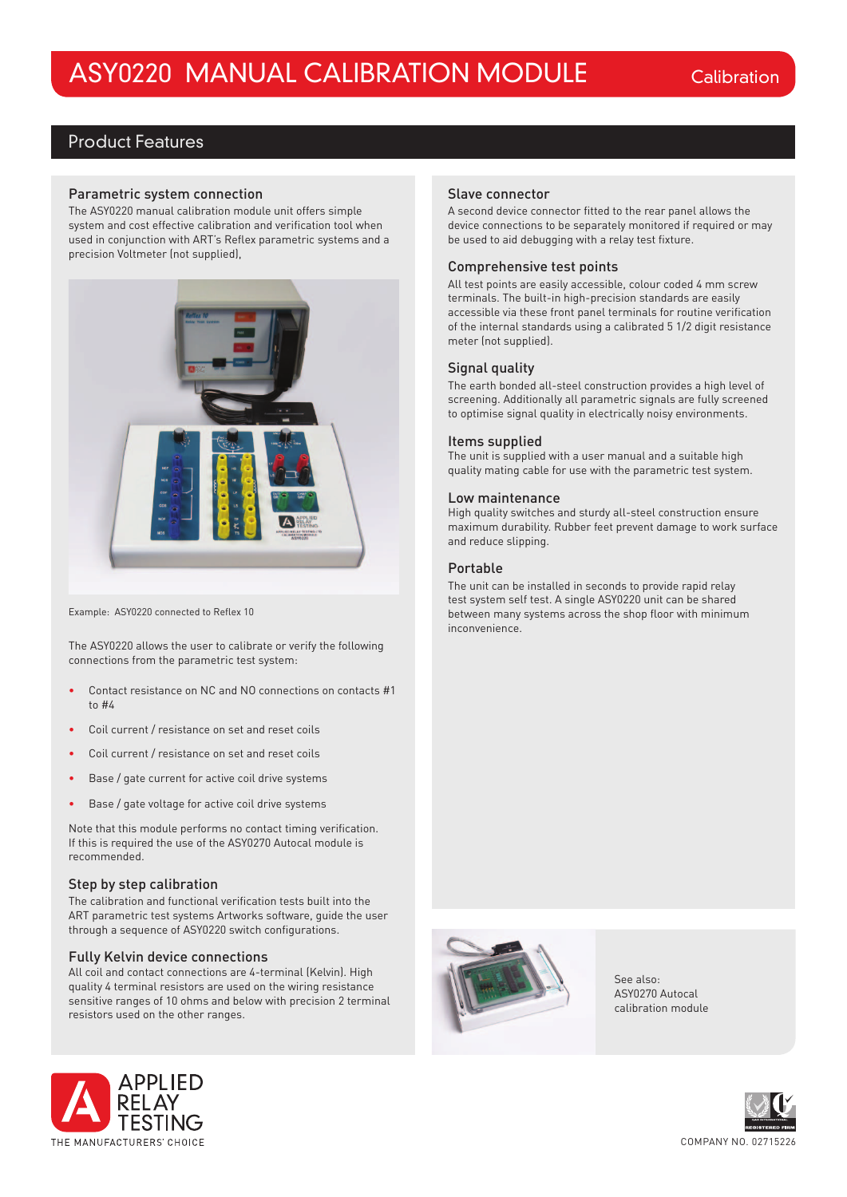# ASY0220 MANUAL CALIBRATION MODULE

Calibration

## Product Features

### Parametric system connection

The ASY0220 manual calibration module unit offers simple system and cost effective calibration and verification tool when used in conjunction with ART's Reflex parametric systems and a precision Voltmeter (not supplied),

Example: ASY0220 connected to Reflex 10

The ASY0220 allows the user to calibrate or verify the following connections from the parametric test system:

- Contact resistance on NC and NO connections on contacts #1 to #4
- Coil current / resistance on set and reset coils
- Coil current / resistance on set and reset coils
- Base / gate current for active coil drive systems
- Base / gate voltage for active coil drive systems

Note that this module performs no contact timing verification. If this is required the use of the ASY0270 Autocal module is recommended.

### Step by step calibration

The calibration and functional verification tests built into the ART parametric test systems Artworks software, guide the user through a sequence of ASY0220 switch configurations.

### Fully Kelvin device connections

All coil and contact connections are 4-terminal (Kelvin). High quality 4 terminal resistors are used on the wiring resistance sensitive ranges of 10 ohms and below with precision 2 terminal resistors used on the other ranges.

### Slave conector

A second device connector fitted to the rear panel allows the device connections to be separately monitored if required or may be used to aid debugging with a relay test fixture.

### Comprehensive test points

All test points are easily accessible, colour coded 4 mm screw terminals. The built-in high-precision standards are easily accessible via these front panel terminals for routine verification of the internal standards using a calibrated 5 1/2 digit resistance meter (not supplied).

### Signal quality

The earth bonded all-steel construction provides a high level of screening. Additionally all parametric signals are fully screened to optimise signal quality in electrically noisy environments.

### Items supplied

The unit is supplied with a user manual and a suitable high quality mating cable for use with the parametric test system.

### Low maintenance

High quality switches and sturdy all-steel construction ensure maximum durability. Rubber feet prevent damage to work surface and reduce slipping.

### Portable

The unit can be installed in seconds to provide rapid relay test system self test. A single ASY0220 unit can be shared between many systems across the shop floor with minimum inconvenience.

See also:
ASY0270 Autocal calibration module

APPLIED RELAY TESTING
THE MANUFACTURERS' CHOICE

COMPANY NO. 02715226